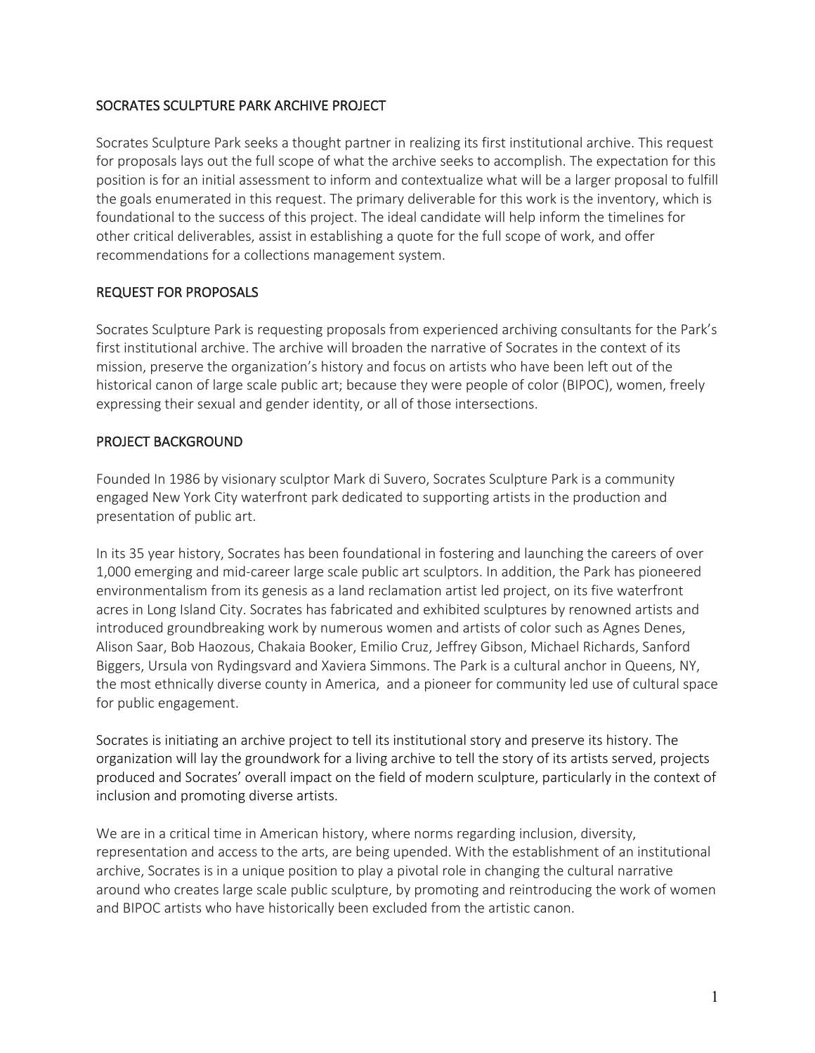## SOCRATES SCULPTURE PARK ARCHIVE PROJECT

Socrates Sculpture Park seeks a thought partner in realizing its first institutional archive. This request for proposals lays out the full scope of what the archive seeks to accomplish. The expectation for this position is for an initial assessment to inform and contextualize what will be a larger proposal to fulfill the goals enumerated in this request. The primary deliverable for this work is the inventory, which is foundational to the success of this project. The ideal candidate will help inform the timelines for other critical deliverables, assist in establishing a quote for the full scope of work, and offer recommendations for a collections management system.

## REQUEST FOR PROPOSALS

Socrates Sculpture Park is requesting proposals from experienced archiving consultants for the Park's first institutional archive. The archive will broaden the narrative of Socrates in the context of its mission, preserve the organization's history and focus on artists who have been left out of the historical canon of large scale public art; because they were people of color (BIPOC), women, freely expressing their sexual and gender identity, or all of those intersections.

## PROJECT BACKGROUND

Founded In 1986 by visionary sculptor Mark di Suvero, Socrates Sculpture Park is a community engaged New York City waterfront park dedicated to supporting artists in the production and presentation of public art.

In its 35 year history, Socrates has been foundational in fostering and launching the careers of over 1,000 emerging and mid-career large scale public art sculptors. In addition, the Park has pioneered environmentalism from its genesis as a land reclamation artist led project, on its five waterfront acres in Long Island City. Socrates has fabricated and exhibited sculptures by renowned artists and introduced groundbreaking work by numerous women and artists of color such as Agnes Denes, Alison Saar, Bob Haozous, Chakaia Booker, Emilio Cruz, Jeffrey Gibson, Michael Richards, Sanford Biggers, Ursula von Rydingsvard and Xaviera Simmons. The Park is a cultural anchor in Queens, NY, the most ethnically diverse county in America, and a pioneer for community led use of cultural space for public engagement.

Socrates is initiating an archive project to tell its institutional story and preserve its history. The organization will lay the groundwork for a living archive to tell the story of its artists served, projects produced and Socrates' overall impact on the field of modern sculpture, particularly in the context of inclusion and promoting diverse artists.

We are in a critical time in American history, where norms regarding inclusion, diversity, representation and access to the arts, are being upended. With the establishment of an institutional archive, Socrates is in a unique position to play a pivotal role in changing the cultural narrative around who creates large scale public sculpture, by promoting and reintroducing the work of women and BIPOC artists who have historically been excluded from the artistic canon.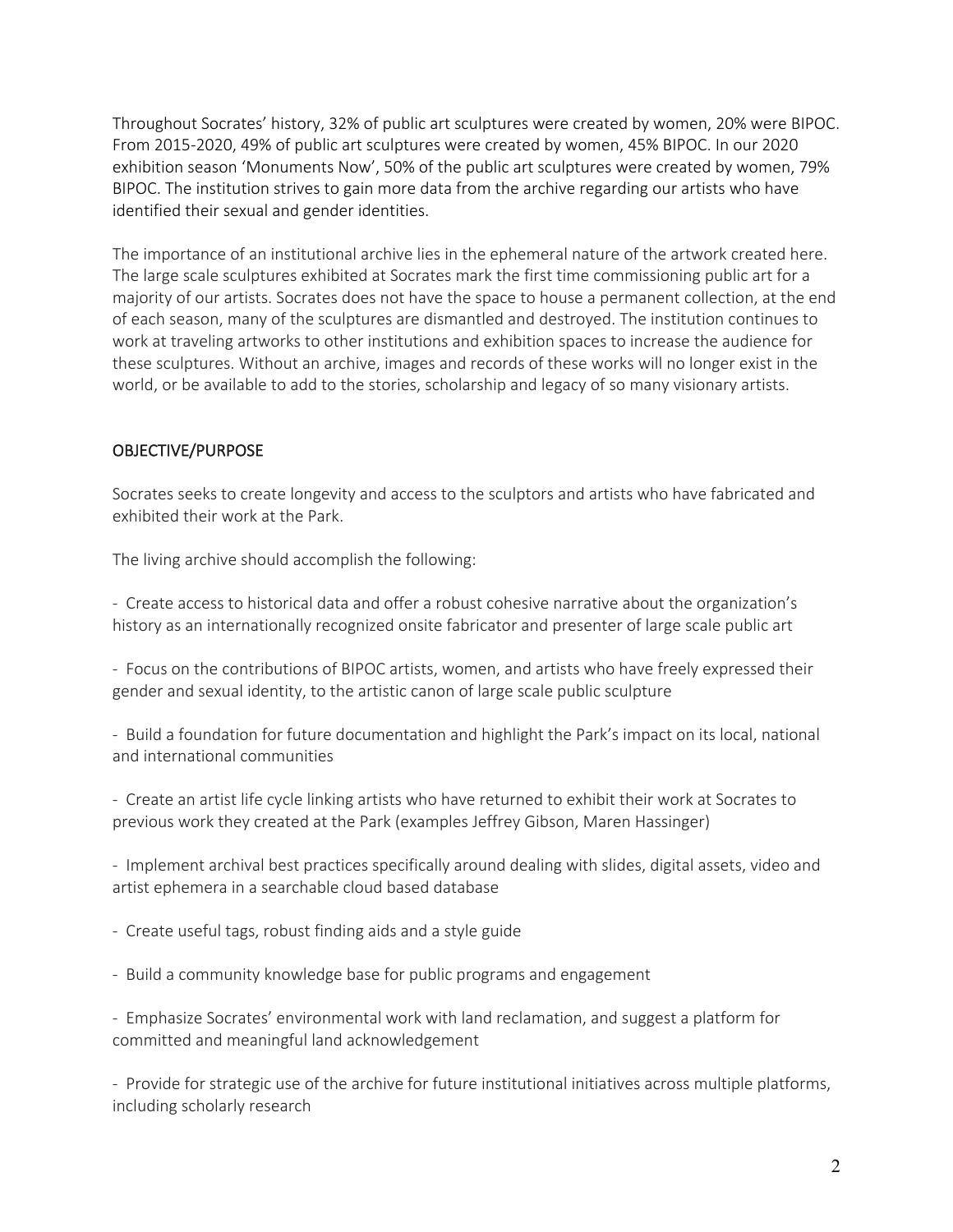Throughout Socrates' history, 32% of public art sculptures were created by women, 20% were BIPOC. From 2015-2020, 49% of public art sculptures were created by women, 45% BIPOC. In our 2020 exhibition season 'Monuments Now', 50% of the public art sculptures were created by women, 79% BIPOC. The institution strives to gain more data from the archive regarding our artists who have identified their sexual and gender identities.

The importance of an institutional archive lies in the ephemeral nature of the artwork created here. The large scale sculptures exhibited at Socrates mark the first time commissioning public art for a majority of our artists. Socrates does not have the space to house a permanent collection, at the end of each season, many of the sculptures are dismantled and destroyed. The institution continues to work at traveling artworks to other institutions and exhibition spaces to increase the audience for these sculptures. Without an archive, images and records of these works will no longer exist in the world, or be available to add to the stories, scholarship and legacy of so many visionary artists.

## OBJECTIVE/PURPOSE

Socrates seeks to create longevity and access to the sculptors and artists who have fabricated and exhibited their work at the Park.

The living archive should accomplish the following:

- Create access to historical data and offer a robust cohesive narrative about the organization's history as an internationally recognized onsite fabricator and presenter of large scale public art

- Focus on the contributions of BIPOC artists, women, and artists who have freely expressed their gender and sexual identity, to the artistic canon of large scale public sculpture

- Build a foundation for future documentation and highlight the Park's impact on its local, national and international communities

- Create an artist life cycle linking artists who have returned to exhibit their work at Socrates to previous work they created at the Park (examples Jeffrey Gibson, Maren Hassinger)

- Implement archival best practices specifically around dealing with slides, digital assets, video and artist ephemera in a searchable cloud based database

- Create useful tags, robust finding aids and a style guide

- Build a community knowledge base for public programs and engagement

- Emphasize Socrates' environmental work with land reclamation, and suggest a platform for committed and meaningful land acknowledgement

- Provide for strategic use of the archive for future institutional initiatives across multiple platforms, including scholarly research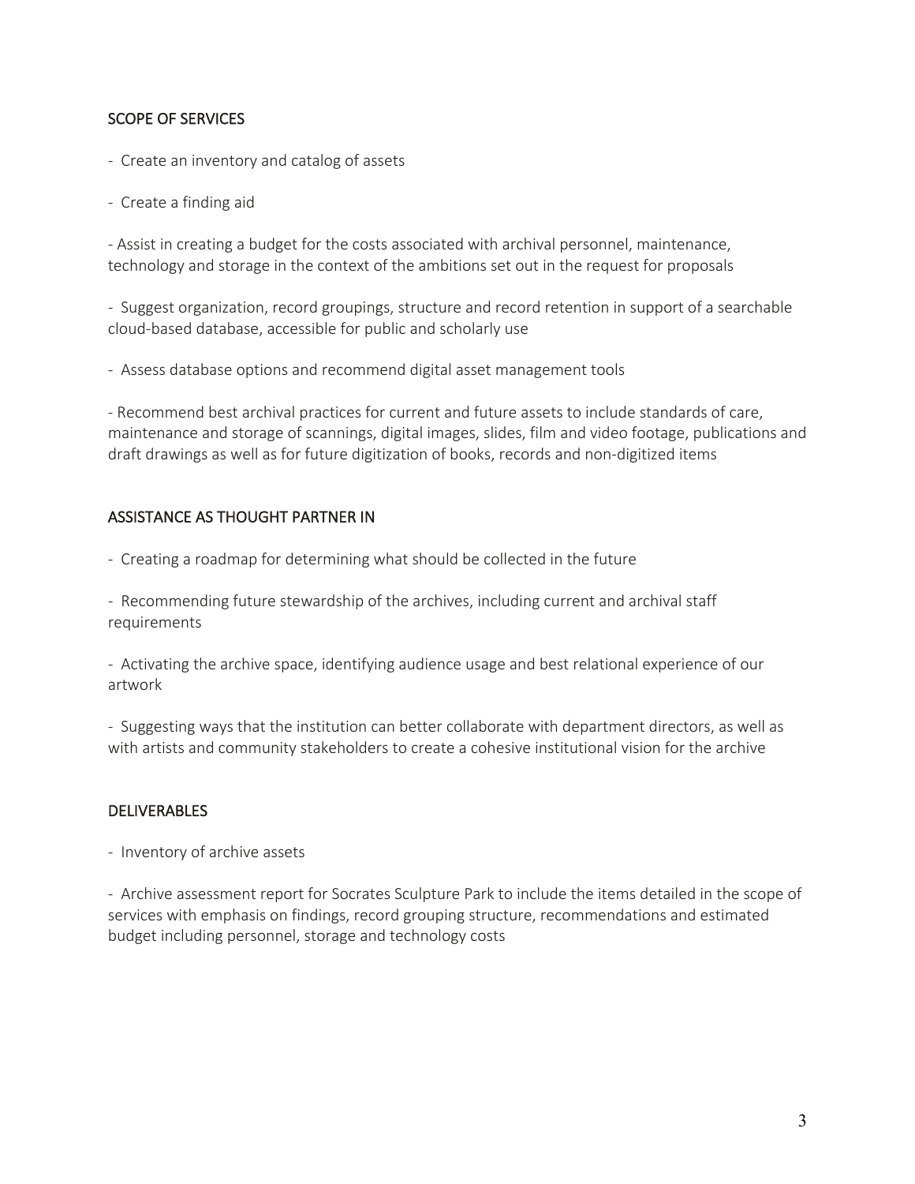## SCOPE OF SERVICES

- Create an inventory and catalog of assets
- Create a finding aid
- Assist in creating a budget for the costs associated with archival personnel, maintenance, technology and storage in the context of the ambitions set out in the request for proposals
- Suggest organization, record groupings, structure and record retention in support of a searchable cloud-based database, accessible for public and scholarly use
- Assess database options and recommend digital asset management tools
- Recommend best archival practices for current and future assets to include standards of care, maintenance and storage of scannings, digital images, slides, film and video footage, publications and draft drawings as well as for future digitization of books, records and non-digitized items

## ASSISTANCE AS THOUGHT PARTNER IN

- Creating a roadmap for determining what should be collected in the future
- Recommending future stewardship of the archives, including current and archival staff requirements
- Activating the archive space, identifying audience usage and best relational experience of our artwork
- Suggesting ways that the institution can better collaborate with department directors, as well as with artists and community stakeholders to create a cohesive institutional vision for the archive

## DELIVERABLES

- Inventory of archive assets
- Archive assessment report for Socrates Sculpture Park to include the items detailed in the scope of services with emphasis on findings, record grouping structure, recommendations and estimated budget including personnel, storage and technology costs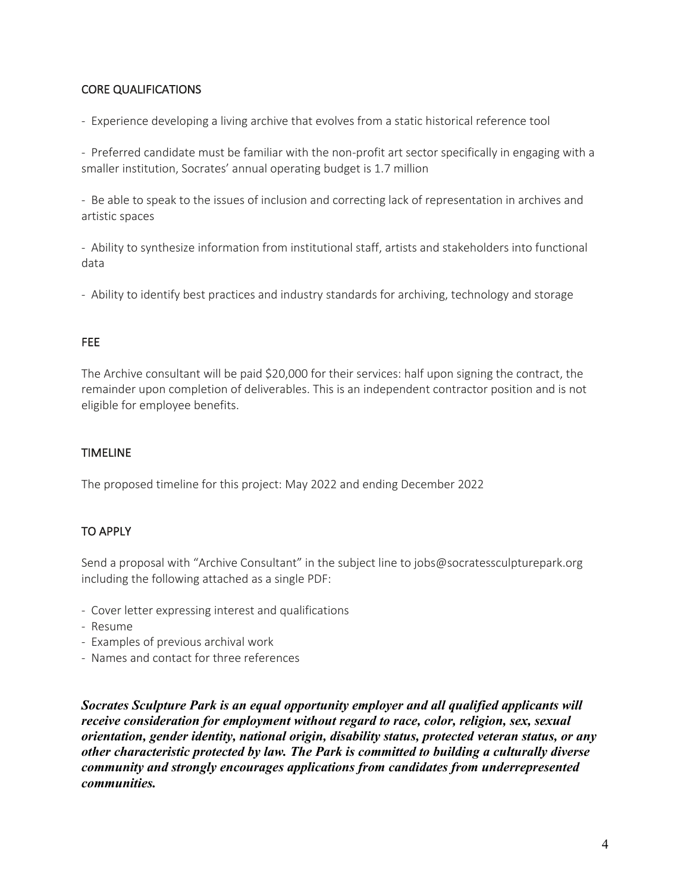## CORE QUALIFICATIONS

- Experience developing a living archive that evolves from a static historical reference tool

- Preferred candidate must be familiar with the non-profit art sector specifically in engaging with a smaller institution, Socrates' annual operating budget is 1.7 million

- Be able to speak to the issues of inclusion and correcting lack of representation in archives and artistic spaces

- Ability to synthesize information from institutional staff, artists and stakeholders into functional data

- Ability to identify best practices and industry standards for archiving, technology and storage

## FEE

The Archive consultant will be paid $20,000 for their services: half upon signing the contract, the remainder upon completion of deliverables. This is an independent contractor position and is not eligible for employee benefits.

## TIMELINE

The proposed timeline for this project: May 2022 and ending December 2022

## TO APPLY

Send a proposal with "Archive Consultant" in the subject line to jobs@socratessculpturepark.org including the following attached as a single PDF:

- Cover letter expressing interest and qualifications
- Resume
- Examples of previous archival work
- Names and contact for three references

***Socrates Sculpture Park is an equal opportunity employer and all qualified applicants will receive consideration for employment without regard to race, color, religion, sex, sexual orientation, gender identity, national origin, disability status, protected veteran status, or any other characteristic protected by law. The Park is committed to building a culturally diverse community and strongly encourages applications from candidates from underrepresented communities.***